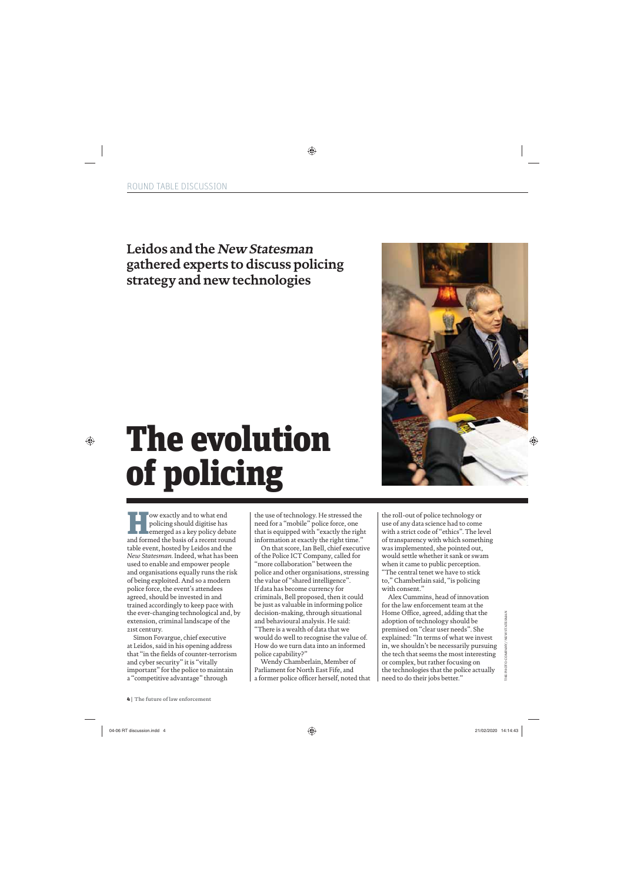ROUND TABLE DISCUSSION

**Leidos and the *New Statesman* gathered experts to discuss policing strategy and new technologies**

# The evolution of policing

How exactly and to what end policing should digitise has emerged as a key policy debate and formed the basis of a recent round table event, hosted by Leidos and the *New Statesman*. Indeed, what has been used to enable and empower people and organisations equally runs the risk of being exploited. And so a modern police force, the event's attendees agreed, should be invested in and trained accordingly to keep pace with the ever-changing technological and, by extension, criminal landscape of the 21st century.

Simon Fovargue, chief executive at Leidos, said in his opening address that "in the fields of counter-terrorism and cyber security" it is "vitally important" for the police to maintain a "competitive advantage" through the use of technology. He stressed the need for a "mobile" police force, one that is equipped with "exactly the right information at exactly the right time."

On that score, Ian Bell, chief executive of the Police ICT Company, called for "more collaboration" between the police and other organisations, stressing the value of "shared intelligence". If data has become currency for criminals, Bell proposed, then it could be just as valuable in informing police decision-making, through situational and behavioural analysis. He said: "There is a wealth of data that we would do well to recognise the value of. How do we turn data into an informed police capability?"

Wendy Chamberlain, Member of Parliament for North East Fife, and a former police officer herself, noted that the roll-out of police technology or use of any data science had to come with a strict code of "ethics". The level of transparency with which something was implemented, she pointed out, would settle whether it sank or swam when it came to public perception. "The central tenet we have to stick to," Chamberlain said, "is policing with consent."

Alex Cummins, head of innovation for the law enforcement team at the Home Office, agreed, adding that the adoption of technology should be premised on "clear user needs". She explained: "In terms of what we invest in, we shouldn't be necessarily pursuing the tech that seems the most interesting or complex, but rather focusing on the technologies that the police actually need to do their jobs better."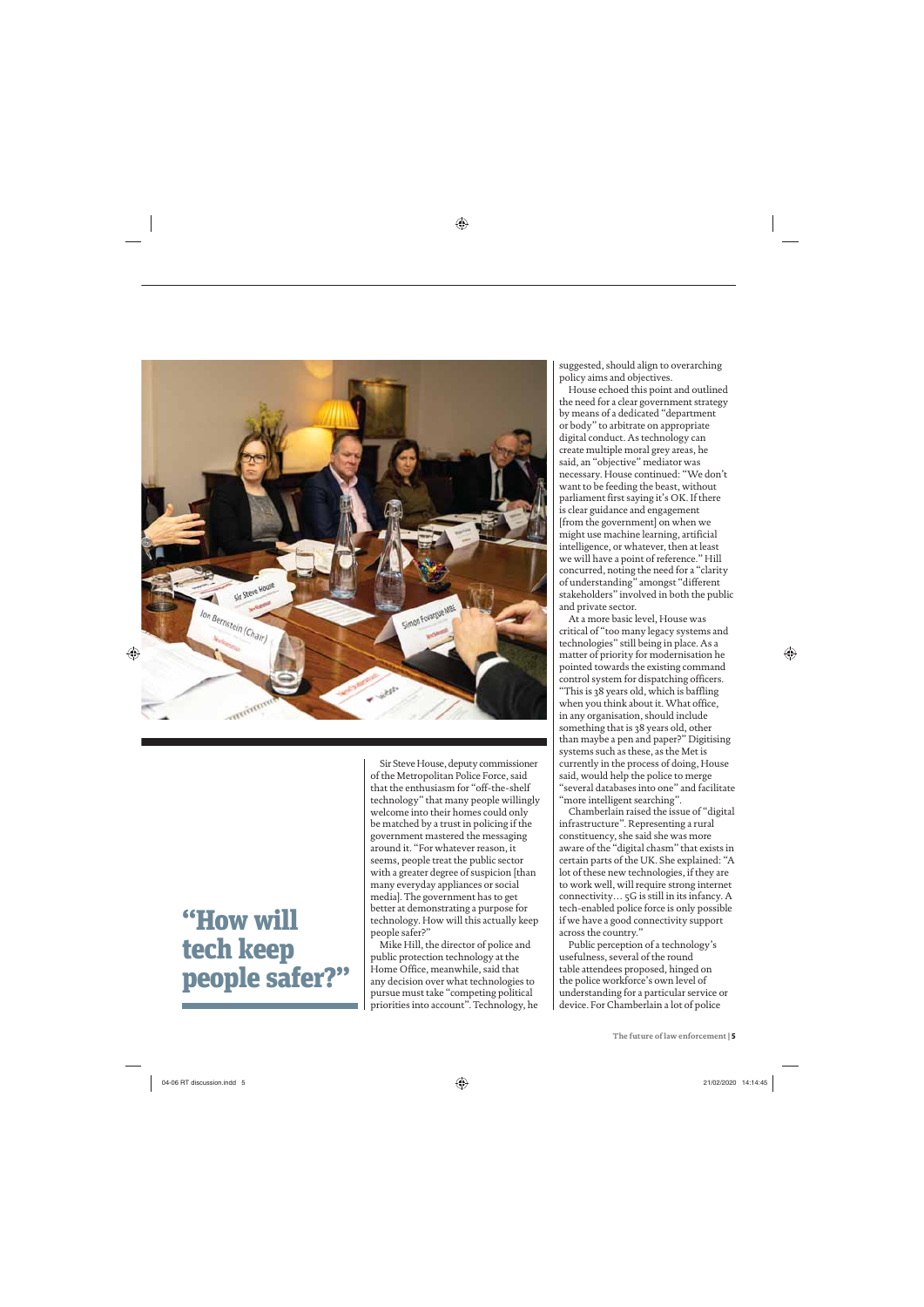## "How will tech keep people safer?"

Sir Steve House, deputy commissioner of the Metropolitan Police Force, said that the enthusiasm for "off-the-shelf technology" that many people willingly welcome into their homes could only be matched by a trust in policing if the government mastered the messaging around it. "For whatever reason, it seems, people treat the public sector with a greater degree of suspicion [than many everyday appliances or social media]. The government has to get better at demonstrating a purpose for technology. How will this actually keep people safer?"

Mike Hill, the director of police and public protection technology at the Home Office, meanwhile, said that any decision over what technologies to pursue must take "competing political priorities into account". Technology, he suggested, should align to overarching policy aims and objectives.

House echoed this point and outlined the need for a clear government strategy by means of a dedicated "department or body" to arbitrate on appropriate digital conduct. As technology can create multiple moral grey areas, he said, an "objective" mediator was necessary. House continued: "We don't want to be feeding the beast, without parliament first saying it's OK. If there is clear guidance and engagement [from the government] on when we might use machine learning, artificial intelligence, or whatever, then at least we will have a point of reference." Hill concurred, noting the need for a "clarity of understanding" amongst "different stakeholders" involved in both the public and private sector.

At a more basic level, House was critical of "too many legacy systems and technologies" still being in place. As a matter of priority for modernisation he pointed towards the existing command control system for dispatching officers. "This is 38 years old, which is baffling when you think about it. What office, in any organisation, should include something that is 38 years old, other than maybe a pen and paper?" Digitising systems such as these, as the Met is currently in the process of doing, House said, would help the police to merge "several databases into one" and facilitate "more intelligent searching".

Chamberlain raised the issue of "digital infrastructure". Representing a rural constituency, she said she was more aware of the "digital chasm" that exists in certain parts of the UK. She explained: "A lot of these new technologies, if they are to work well, will require strong internet connectivity… 5G is still in its infancy. A tech-enabled police force is only possible if we have a good connectivity support across the country."

Public perception of a technology's usefulness, several of the round table attendees proposed, hinged on the police workforce's own level of understanding for a particular service or device. For Chamberlain a lot of police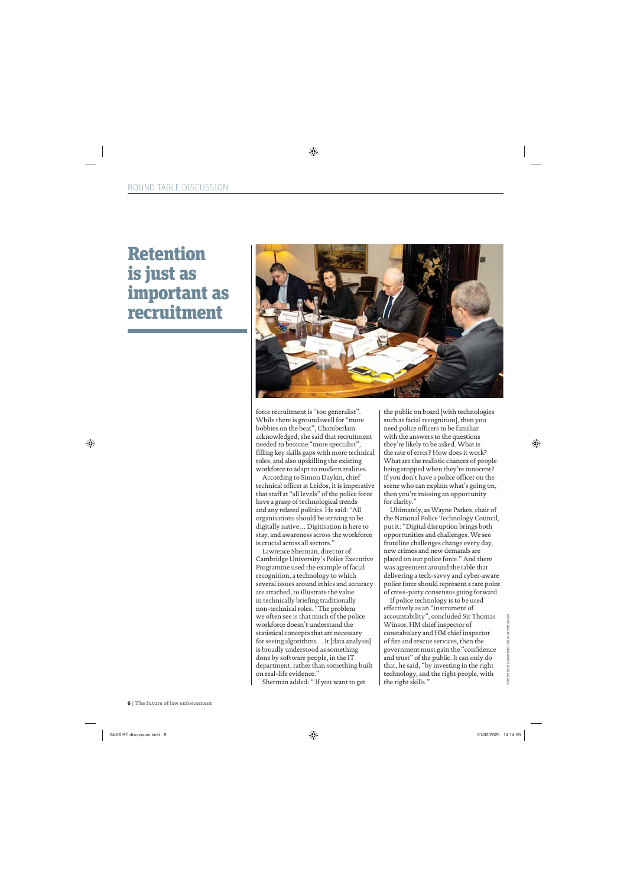# Retention is just as important as recruitment

force recruitment is "too generalist". While there is groundswell for "more bobbies on the beat", Chamberlain acknowledged, she said that recruitment needed to become "more specialist", filling key skills gaps with more technical roles, and also upskilling the existing workforce to adapt to modern realities.

According to Simon Daykin, chief technical officer at Leidos, it is imperative that staff at "all levels" of the police force have a grasp of technological trends and any related politics. He said: "All organisations should be striving to be digitally native… Digitisation is here to stay, and awareness across the workforce is crucial across all sectors."

Lawrence Sherman, director of Cambridge University's Police Executive Programme used the example of facial recognition, a technology to which several issues around ethics and accuracy are attached, to illustrate the value in technically briefing traditionally non-technical roles. "The problem we often see is that much of the police workforce doesn't understand the statistical concepts that are necessary for seeing algorithms… It [data analysis] is broadly understood as something done by software people, in the IT department, rather than something built on real-life evidence."

Sherman added: " If you want to get the public on board [with technologies such as facial recognition], then you need police officers to be familiar with the answers to the questions they're likely to be asked. What is the rate of error? How does it work? What are the realistic chances of people being stopped when they're innocent? If you don't have a police officer on the scene who can explain what's going on, then you're missing an opportunity for clarity."

Ultimately, as Wayne Parkes, chair of the National Police Technology Council, put it: "Digital disruption brings both opportunities and challenges. We see frontline challenges change every day, new crimes and new demands are placed on our police force." And there was agreement around the table that delivering a tech-savvy and cyber-aware police force should represent a rare point of cross-party consensus going forward.

If police technology is to be used effectively as an "instrument of accountability", concluded Sir Thomas Winsor, HM chief inspector of constabulary and HM chief inspector of fire and rescue services, then the government must gain the "confidence and trust" of the public. It can only do that, he said, "by investing in the right technology, and the right people, with the right skills."

THE PHOTO COMPANY / NEW STATESMAN